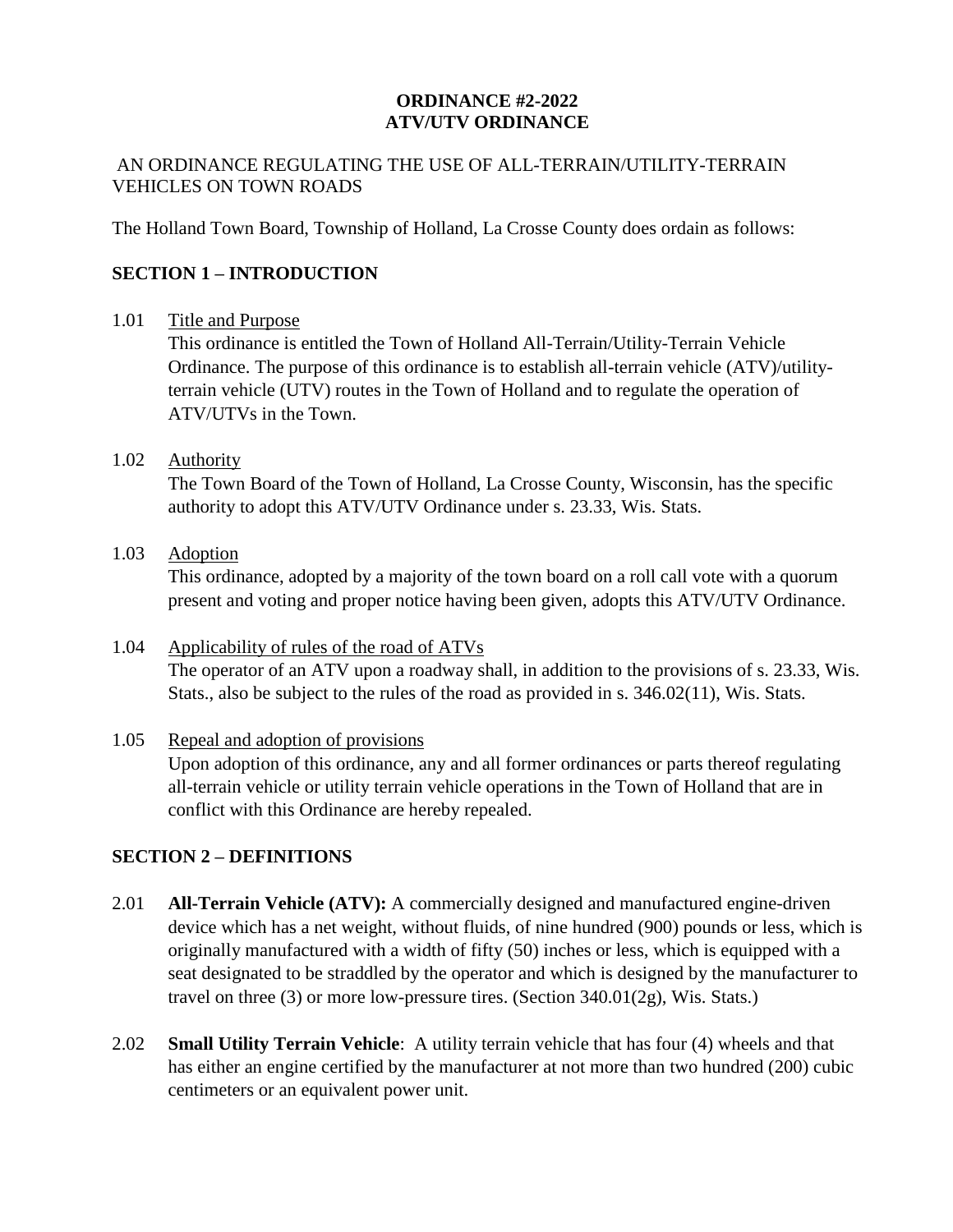# ORDINANCE #2-2022
# ATV/UTV ORDINANCE

AN ORDINANCE REGULATING THE USE OF ALL-TERRAIN/UTILITY-TERRAIN VEHICLES ON TOWN ROADS

The Holland Town Board, Township of Holland, La Crosse County does ordain as follows:

## SECTION 1 – INTRODUCTION

1.01 Title and Purpose

This ordinance is entitled the Town of Holland All-Terrain/Utility-Terrain Vehicle Ordinance. The purpose of this ordinance is to establish all-terrain vehicle (ATV)/utility-terrain vehicle (UTV) routes in the Town of Holland and to regulate the operation of ATV/UTVs in the Town.

1.02 Authority

The Town Board of the Town of Holland, La Crosse County, Wisconsin, has the specific authority to adopt this ATV/UTV Ordinance under s. 23.33, Wis. Stats.

1.03 Adoption

This ordinance, adopted by a majority of the town board on a roll call vote with a quorum present and voting and proper notice having been given, adopts this ATV/UTV Ordinance.

1.04 Applicability of rules of the road of ATVs

The operator of an ATV upon a roadway shall, in addition to the provisions of s. 23.33, Wis. Stats., also be subject to the rules of the road as provided in s. 346.02(11), Wis. Stats.

1.05 Repeal and adoption of provisions

Upon adoption of this ordinance, any and all former ordinances or parts thereof regulating all-terrain vehicle or utility terrain vehicle operations in the Town of Holland that are in conflict with this Ordinance are hereby repealed.

## SECTION 2 – DEFINITIONS

2.01 **All-Terrain Vehicle (ATV):** A commercially designed and manufactured engine-driven device which has a net weight, without fluids, of nine hundred (900) pounds or less, which is originally manufactured with a width of fifty (50) inches or less, which is equipped with a seat designated to be straddled by the operator and which is designed by the manufacturer to travel on three (3) or more low-pressure tires. (Section 340.01(2g), Wis. Stats.)

2.02 **Small Utility Terrain Vehicle**: A utility terrain vehicle that has four (4) wheels and that has either an engine certified by the manufacturer at not more than two hundred (200) cubic centimeters or an equivalent power unit.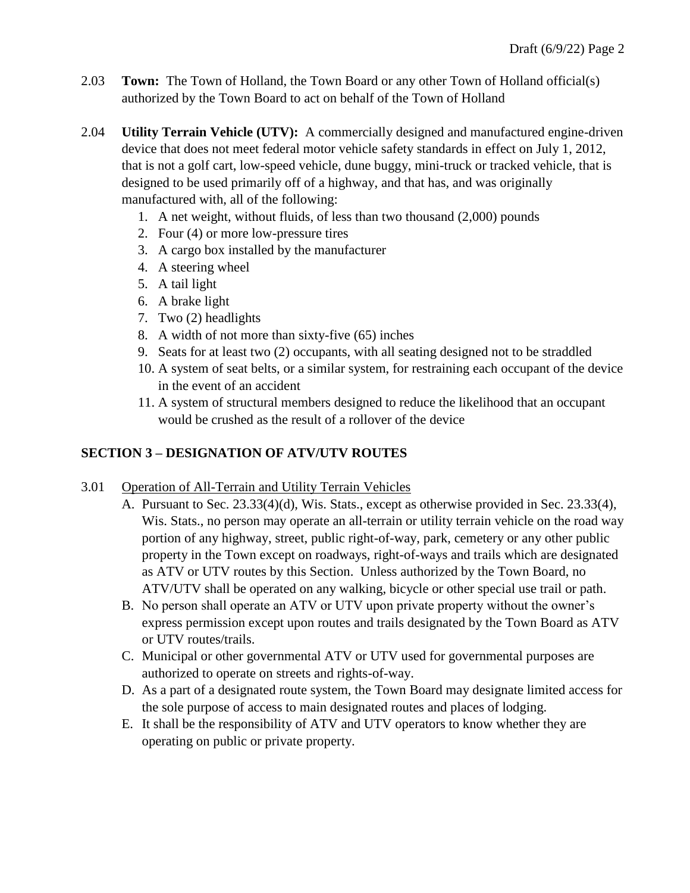2.03 **Town:** The Town of Holland, the Town Board or any other Town of Holland official(s) authorized by the Town Board to act on behalf of the Town of Holland

2.04 **Utility Terrain Vehicle (UTV):** A commercially designed and manufactured engine-driven device that does not meet federal motor vehicle safety standards in effect on July 1, 2012, that is not a golf cart, low-speed vehicle, dune buggy, mini-truck or tracked vehicle, that is designed to be used primarily off of a highway, and that has, and was originally manufactured with, all of the following:

1. A net weight, without fluids, of less than two thousand (2,000) pounds
2. Four (4) or more low-pressure tires
3. A cargo box installed by the manufacturer
4. A steering wheel
5. A tail light
6. A brake light
7. Two (2) headlights
8. A width of not more than sixty-five (65) inches
9. Seats for at least two (2) occupants, with all seating designed not to be straddled
10. A system of seat belts, or a similar system, for restraining each occupant of the device in the event of an accident
11. A system of structural members designed to reduce the likelihood that an occupant would be crushed as the result of a rollover of the device

## SECTION 3 – DESIGNATION OF ATV/UTV ROUTES

3.01 Operation of All-Terrain and Utility Terrain Vehicles

A. Pursuant to Sec. 23.33(4)(d), Wis. Stats., except as otherwise provided in Sec. 23.33(4), Wis. Stats., no person may operate an all-terrain or utility terrain vehicle on the road way portion of any highway, street, public right-of-way, park, cemetery or any other public property in the Town except on roadways, right-of-ways and trails which are designated as ATV or UTV routes by this Section. Unless authorized by the Town Board, no ATV/UTV shall be operated on any walking, bicycle or other special use trail or path.

B. No person shall operate an ATV or UTV upon private property without the owner's express permission except upon routes and trails designated by the Town Board as ATV or UTV routes/trails.

C. Municipal or other governmental ATV or UTV used for governmental purposes are authorized to operate on streets and rights-of-way.

D. As a part of a designated route system, the Town Board may designate limited access for the sole purpose of access to main designated routes and places of lodging.

E. It shall be the responsibility of ATV and UTV operators to know whether they are operating on public or private property.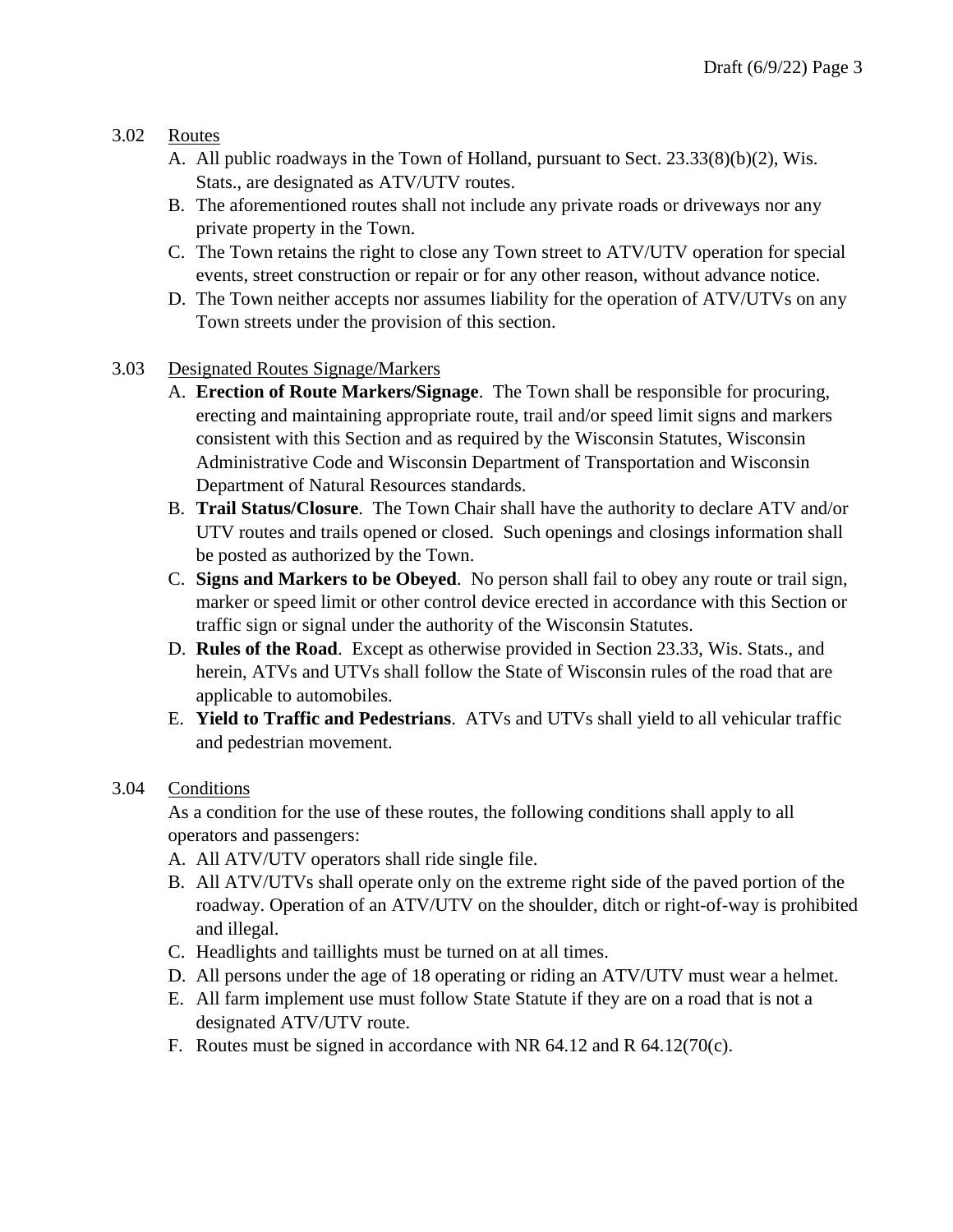3.02 Routes

A. All public roadways in the Town of Holland, pursuant to Sect. 23.33(8)(b)(2), Wis. Stats., are designated as ATV/UTV routes.
B. The aforementioned routes shall not include any private roads or driveways nor any private property in the Town.
C. The Town retains the right to close any Town street to ATV/UTV operation for special events, street construction or repair or for any other reason, without advance notice.
D. The Town neither accepts nor assumes liability for the operation of ATV/UTVs on any Town streets under the provision of this section.

3.03 Designated Routes Signage/Markers

A. **Erection of Route Markers/Signage**. The Town shall be responsible for procuring, erecting and maintaining appropriate route, trail and/or speed limit signs and markers consistent with this Section and as required by the Wisconsin Statutes, Wisconsin Administrative Code and Wisconsin Department of Transportation and Wisconsin Department of Natural Resources standards.
B. **Trail Status/Closure**. The Town Chair shall have the authority to declare ATV and/or UTV routes and trails opened or closed. Such openings and closings information shall be posted as authorized by the Town.
C. **Signs and Markers to be Obeyed**. No person shall fail to obey any route or trail sign, marker or speed limit or other control device erected in accordance with this Section or traffic sign or signal under the authority of the Wisconsin Statutes.
D. **Rules of the Road**. Except as otherwise provided in Section 23.33, Wis. Stats., and herein, ATVs and UTVs shall follow the State of Wisconsin rules of the road that are applicable to automobiles.
E. **Yield to Traffic and Pedestrians**. ATVs and UTVs shall yield to all vehicular traffic and pedestrian movement.

3.04 Conditions

As a condition for the use of these routes, the following conditions shall apply to all operators and passengers:

A. All ATV/UTV operators shall ride single file.
B. All ATV/UTVs shall operate only on the extreme right side of the paved portion of the roadway. Operation of an ATV/UTV on the shoulder, ditch or right-of-way is prohibited and illegal.
C. Headlights and taillights must be turned on at all times.
D. All persons under the age of 18 operating or riding an ATV/UTV must wear a helmet.
E. All farm implement use must follow State Statute if they are on a road that is not a designated ATV/UTV route.
F. Routes must be signed in accordance with NR 64.12 and R 64.12(70(c).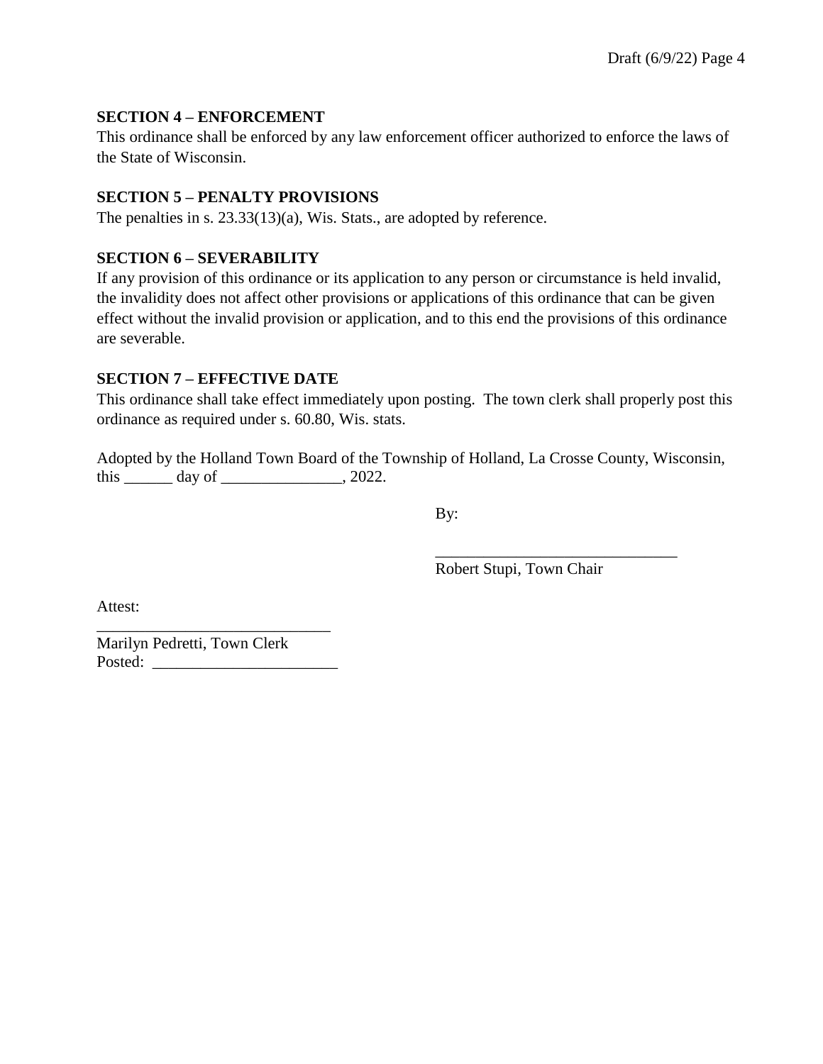**SECTION 4 – ENFORCEMENT**

This ordinance shall be enforced by any law enforcement officer authorized to enforce the laws of the State of Wisconsin.

**SECTION 5 – PENALTY PROVISIONS**

The penalties in s. 23.33(13)(a), Wis. Stats., are adopted by reference.

**SECTION 6 – SEVERABILITY**

If any provision of this ordinance or its application to any person or circumstance is held invalid, the invalidity does not affect other provisions or applications of this ordinance that can be given effect without the invalid provision or application, and to this end the provisions of this ordinance are severable.

**SECTION 7 – EFFECTIVE DATE**

This ordinance shall take effect immediately upon posting. The town clerk shall properly post this ordinance as required under s. 60.80, Wis. stats.

Adopted by the Holland Town Board of the Township of Holland, La Crosse County, Wisconsin, this ______ day of _______________, 2022.

By:

______________________________
Robert Stupi, Town Chair

Attest:

______________________________
Marilyn Pedretti, Town Clerk
Posted: _______________________